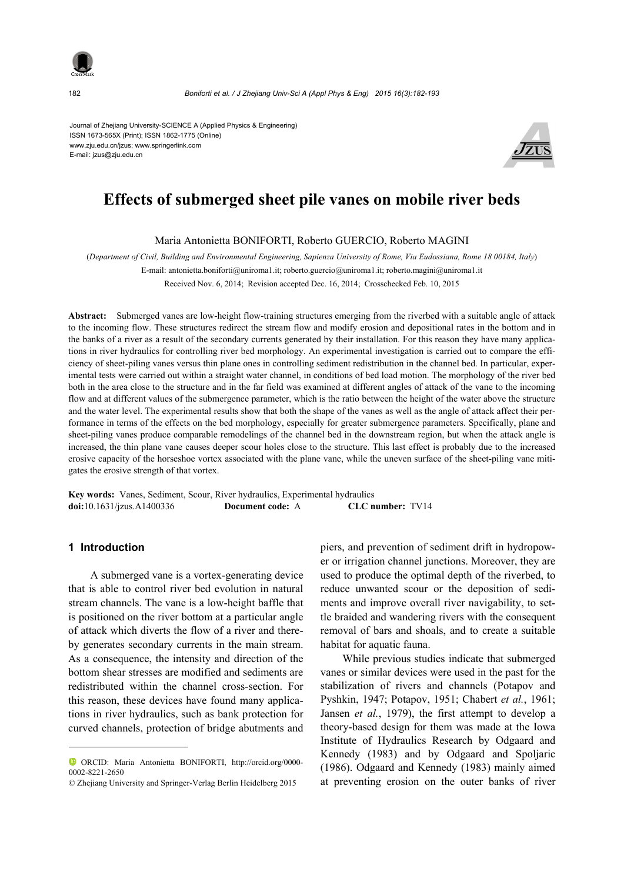Journal of Zhejiang University-SCIENCE A (Applied Physics & Engineering)
ISSN 1673-565X (Print); ISSN 1862-1775 (Online)
www.zju.edu.cn/jzus; www.springerlink.com
E-mail: jzus@zju.edu.cn

# Effects of submerged sheet pile vanes on mobile river beds

Maria Antonietta BONIFORTI, Roberto GUERCIO, Roberto MAGINI

(*Department of Civil, Building and Environmental Engineering, Sapienza University of Rome, Via Eudossiana, Rome 18 00184, Italy*)

E-mail: antonietta.boniforti@uniroma1.it; roberto.guercio@uniroma1.it; roberto.magini@uniroma1.it

Received Nov. 6, 2014; Revision accepted Dec. 16, 2014; Crosschecked Feb. 10, 2015

**Abstract:** Submerged vanes are low-height flow-training structures emerging from the riverbed with a suitable angle of attack to the incoming flow. These structures redirect the stream flow and modify erosion and depositional rates in the bottom and in the banks of a river as a result of the secondary currents generated by their installation. For this reason they have many applications in river hydraulics for controlling river bed morphology. An experimental investigation is carried out to compare the efficiency of sheet-piling vanes versus thin plane ones in controlling sediment redistribution in the channel bed. In particular, experimental tests were carried out within a straight water channel, in conditions of bed load motion. The morphology of the river bed both in the area close to the structure and in the far field was examined at different angles of attack of the vane to the incoming flow and at different values of the submergence parameter, which is the ratio between the height of the water above the structure and the water level. The experimental results show that both the shape of the vanes as well as the angle of attack affect their performance in terms of the effects on the bed morphology, especially for greater submergence parameters. Specifically, plane and sheet-piling vanes produce comparable remodelings of the channel bed in the downstream region, but when the attack angle is increased, the thin plane vane causes deeper scour holes close to the structure. This last effect is probably due to the increased erosive capacity of the horseshoe vortex associated with the plane vane, while the uneven surface of the sheet-piling vane mitigates the erosive strength of that vortex.

**Key words:** Vanes, Sediment, Scour, River hydraulics, Experimental hydraulics

**doi:**10.1631/jzus.A1400336 **Document code:** A **CLC number:** TV14

## 1 Introduction

A submerged vane is a vortex-generating device that is able to control river bed evolution in natural stream channels. The vane is a low-height baffle that is positioned on the river bottom at a particular angle of attack which diverts the flow of a river and thereby generates secondary currents in the main stream. As a consequence, the intensity and direction of the bottom shear stresses are modified and sediments are redistributed within the channel cross-section. For this reason, these devices have found many applications in river hydraulics, such as bank protection for curved channels, protection of bridge abutments and piers, and prevention of sediment drift in hydropower or irrigation channel junctions. Moreover, they are used to produce the optimal depth of the riverbed, to reduce unwanted scour or the deposition of sediments and improve overall river navigability, to settle braided and wandering rivers with the consequent removal of bars and shoals, and to create a suitable habitat for aquatic fauna.

While previous studies indicate that submerged vanes or similar devices were used in the past for the stabilization of rivers and channels (Potapov and Pyshkin, 1947; Potapov, 1951; Chabert *et al.*, 1961; Jansen *et al.*, 1979), the first attempt to develop a theory-based design for them was made at the Iowa Institute of Hydraulics Research by Odgaard and Kennedy (1983) and by Odgaard and Spoljaric (1986). Odgaard and Kennedy (1983) mainly aimed at preventing erosion on the outer banks of river

ORCID: Maria Antonietta BONIFORTI, http://orcid.org/0000-0002-8221-2650

© Zhejiang University and Springer-Verlag Berlin Heidelberg 2015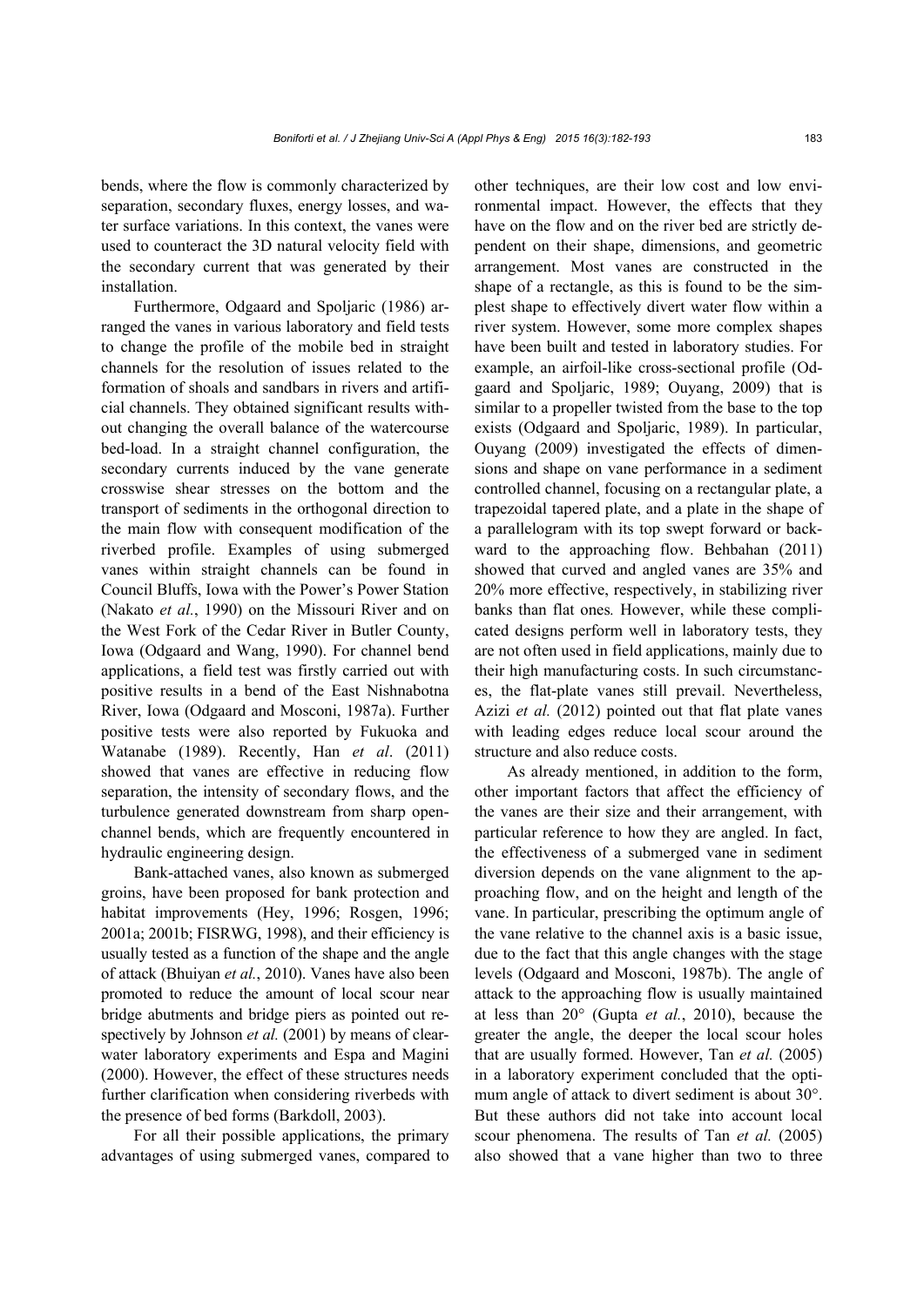bends, where the flow is commonly characterized by separation, secondary fluxes, energy losses, and water surface variations. In this context, the vanes were used to counteract the 3D natural velocity field with the secondary current that was generated by their installation.

Furthermore, Odgaard and Spoljaric (1986) arranged the vanes in various laboratory and field tests to change the profile of the mobile bed in straight channels for the resolution of issues related to the formation of shoals and sandbars in rivers and artificial channels. They obtained significant results without changing the overall balance of the watercourse bed-load. In a straight channel configuration, the secondary currents induced by the vane generate crosswise shear stresses on the bottom and the transport of sediments in the orthogonal direction to the main flow with consequent modification of the riverbed profile. Examples of using submerged vanes within straight channels can be found in Council Bluffs, Iowa with the Power's Power Station (Nakato *et al.*, 1990) on the Missouri River and on the West Fork of the Cedar River in Butler County, Iowa (Odgaard and Wang, 1990). For channel bend applications, a field test was firstly carried out with positive results in a bend of the East Nishnabotna River, Iowa (Odgaard and Mosconi, 1987a). Further positive tests were also reported by Fukuoka and Watanabe (1989). Recently, Han *et al*. (2011) showed that vanes are effective in reducing flow separation, the intensity of secondary flows, and the turbulence generated downstream from sharp open-channel bends, which are frequently encountered in hydraulic engineering design.

Bank-attached vanes, also known as submerged groins, have been proposed for bank protection and habitat improvements (Hey, 1996; Rosgen, 1996; 2001a; 2001b; FISRWG, 1998), and their efficiency is usually tested as a function of the shape and the angle of attack (Bhuiyan *et al.*, 2010). Vanes have also been promoted to reduce the amount of local scour near bridge abutments and bridge piers as pointed out respectively by Johnson *et al.* (2001) by means of clear-water laboratory experiments and Espa and Magini (2000). However, the effect of these structures needs further clarification when considering riverbeds with the presence of bed forms (Barkdoll, 2003).

For all their possible applications, the primary advantages of using submerged vanes, compared to other techniques, are their low cost and low environmental impact. However, the effects that they have on the flow and on the river bed are strictly dependent on their shape, dimensions, and geometric arrangement. Most vanes are constructed in the shape of a rectangle, as this is found to be the simplest shape to effectively divert water flow within a river system. However, some more complex shapes have been built and tested in laboratory studies. For example, an airfoil-like cross-sectional profile (Odgaard and Spoljaric, 1989; Ouyang, 2009) that is similar to a propeller twisted from the base to the top exists (Odgaard and Spoljaric, 1989). In particular, Ouyang (2009) investigated the effects of dimensions and shape on vane performance in a sediment controlled channel, focusing on a rectangular plate, a trapezoidal tapered plate, and a plate in the shape of a parallelogram with its top swept forward or backward to the approaching flow. Behbahan (2011) showed that curved and angled vanes are 35% and 20% more effective, respectively, in stabilizing river banks than flat ones*.* However, while these complicated designs perform well in laboratory tests, they are not often used in field applications, mainly due to their high manufacturing costs. In such circumstances, the flat-plate vanes still prevail. Nevertheless, Azizi *et al.* (2012) pointed out that flat plate vanes with leading edges reduce local scour around the structure and also reduce costs.

As already mentioned, in addition to the form, other important factors that affect the efficiency of the vanes are their size and their arrangement, with particular reference to how they are angled. In fact, the effectiveness of a submerged vane in sediment diversion depends on the vane alignment to the approaching flow, and on the height and length of the vane. In particular, prescribing the optimum angle of the vane relative to the channel axis is a basic issue, due to the fact that this angle changes with the stage levels (Odgaard and Mosconi, 1987b). The angle of attack to the approaching flow is usually maintained at less than 20° (Gupta *et al.*, 2010), because the greater the angle, the deeper the local scour holes that are usually formed. However, Tan *et al.* (2005) in a laboratory experiment concluded that the optimum angle of attack to divert sediment is about 30°. But these authors did not take into account local scour phenomena. The results of Tan *et al.* (2005) also showed that a vane higher than two to three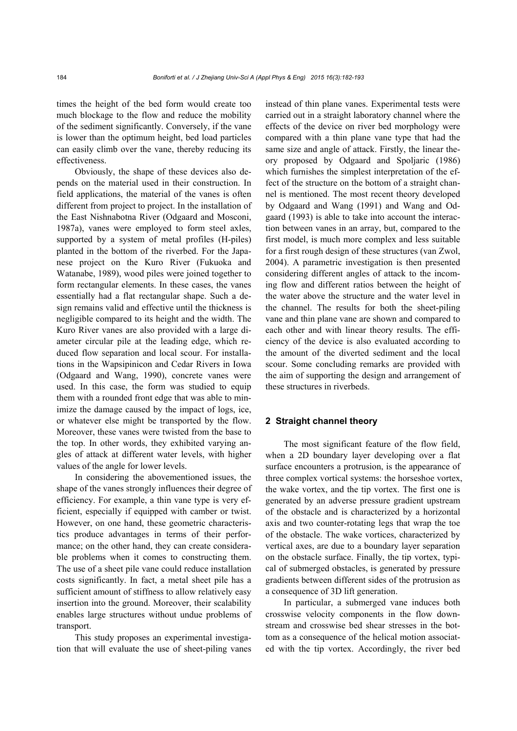times the height of the bed form would create too much blockage to the flow and reduce the mobility of the sediment significantly. Conversely, if the vane is lower than the optimum height, bed load particles can easily climb over the vane, thereby reducing its effectiveness.

Obviously, the shape of these devices also depends on the material used in their construction. In field applications, the material of the vanes is often different from project to project. In the installation of the East Nishnabotna River (Odgaard and Mosconi, 1987a), vanes were employed to form steel axles, supported by a system of metal profiles (H-piles) planted in the bottom of the riverbed. For the Japanese project on the Kuro River (Fukuoka and Watanabe, 1989), wood piles were joined together to form rectangular elements. In these cases, the vanes essentially had a flat rectangular shape. Such a design remains valid and effective until the thickness is negligible compared to its height and the width. The Kuro River vanes are also provided with a large diameter circular pile at the leading edge, which reduced flow separation and local scour. For installations in the Wapsipinicon and Cedar Rivers in Iowa (Odgaard and Wang, 1990), concrete vanes were used. In this case, the form was studied to equip them with a rounded front edge that was able to minimize the damage caused by the impact of logs, ice, or whatever else might be transported by the flow. Moreover, these vanes were twisted from the base to the top. In other words, they exhibited varying angles of attack at different water levels, with higher values of the angle for lower levels.

In considering the abovementioned issues, the shape of the vanes strongly influences their degree of efficiency. For example, a thin vane type is very efficient, especially if equipped with camber or twist. However, on one hand, these geometric characteristics produce advantages in terms of their performance; on the other hand, they can create considerable problems when it comes to constructing them. The use of a sheet pile vane could reduce installation costs significantly. In fact, a metal sheet pile has a sufficient amount of stiffness to allow relatively easy insertion into the ground. Moreover, their scalability enables large structures without undue problems of transport.

This study proposes an experimental investigation that will evaluate the use of sheet-piling vanes instead of thin plane vanes. Experimental tests were carried out in a straight laboratory channel where the effects of the device on river bed morphology were compared with a thin plane vane type that had the same size and angle of attack. Firstly, the linear theory proposed by Odgaard and Spoljaric (1986) which furnishes the simplest interpretation of the effect of the structure on the bottom of a straight channel is mentioned. The most recent theory developed by Odgaard and Wang (1991) and Wang and Odgaard (1993) is able to take into account the interaction between vanes in an array, but, compared to the first model, is much more complex and less suitable for a first rough design of these structures (van Zwol, 2004). A parametric investigation is then presented considering different angles of attack to the incoming flow and different ratios between the height of the water above the structure and the water level in the channel. The results for both the sheet-piling vane and thin plane vane are shown and compared to each other and with linear theory results. The efficiency of the device is also evaluated according to the amount of the diverted sediment and the local scour. Some concluding remarks are provided with the aim of supporting the design and arrangement of these structures in riverbeds.

## 2 Straight channel theory

The most significant feature of the flow field, when a 2D boundary layer developing over a flat surface encounters a protrusion, is the appearance of three complex vortical systems: the horseshoe vortex, the wake vortex, and the tip vortex. The first one is generated by an adverse pressure gradient upstream of the obstacle and is characterized by a horizontal axis and two counter-rotating legs that wrap the toe of the obstacle. The wake vortices, characterized by vertical axes, are due to a boundary layer separation on the obstacle surface. Finally, the tip vortex, typical of submerged obstacles, is generated by pressure gradients between different sides of the protrusion as a consequence of 3D lift generation.

In particular, a submerged vane induces both crosswise velocity components in the flow downstream and crosswise bed shear stresses in the bottom as a consequence of the helical motion associated with the tip vortex. Accordingly, the river bed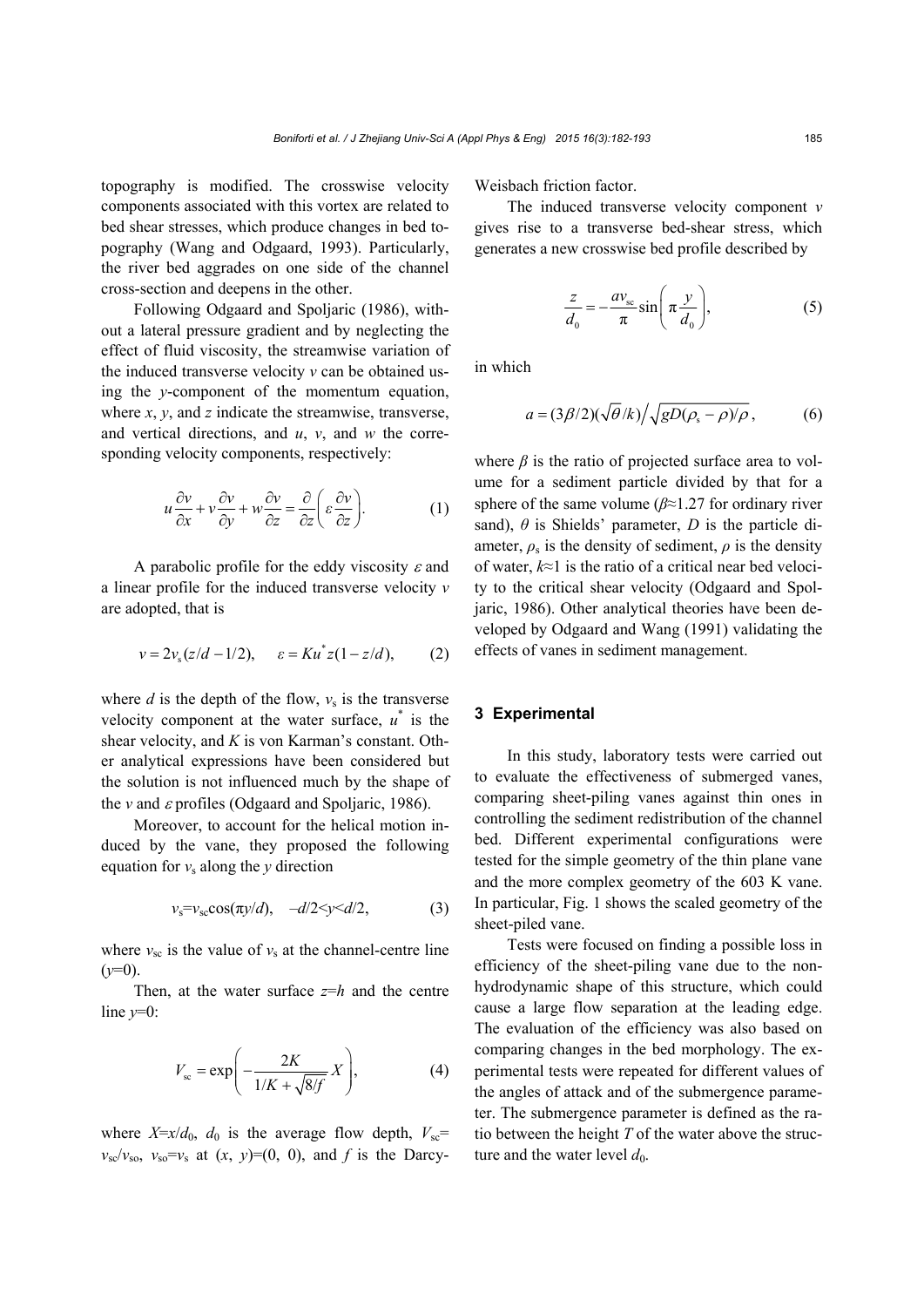topography is modified. The crosswise velocity components associated with this vortex are related to bed shear stresses, which produce changes in bed topography (Wang and Odgaard, 1993). Particularly, the river bed aggrades on one side of the channel cross-section and deepens in the other.

Following Odgaard and Spoljaric (1986), without a lateral pressure gradient and by neglecting the effect of fluid viscosity, the streamwise variation of the induced transverse velocity $v$ can be obtained using the $y$-component of the momentum equation, where $x$, $y$, and $z$ indicate the streamwise, transverse, and vertical directions, and $u$, $v$, and $w$ the corresponding velocity components, respectively:

$$u\frac{\partial v}{\partial x}+v\frac{\partial v}{\partial y}+w\frac{\partial v}{\partial z}=\frac{\partial}{\partial z}\left(\varepsilon\frac{\partial v}{\partial z}\right). \tag{1}$$

A parabolic profile for the eddy viscosity $\varepsilon$ and a linear profile for the induced transverse velocity $v$ are adopted, that is

$$v=2v_{\mathrm{s}}(z/d-1/2),\qquad \varepsilon=Ku^{*}z(1-z/d), \tag{2}$$

where $d$ is the depth of the flow, $v_{\mathrm{s}}$ is the transverse velocity component at the water surface, $u^{*}$ is the shear velocity, and $K$ is von Karman's constant. Other analytical expressions have been considered but the solution is not influenced much by the shape of the $v$ and $\varepsilon$ profiles (Odgaard and Spoljaric, 1986).

Moreover, to account for the helical motion induced by the vane, they proposed the following equation for $v_{\mathrm{s}}$ along the $y$ direction

$$v_{\mathrm{s}}=v_{\mathrm{sc}}\cos(\pi y/d),\quad -d/2<y<d/2, \tag{3}$$

where $v_{\mathrm{sc}}$ is the value of $v_{\mathrm{s}}$ at the channel-centre line ($y$=0).

Then, at the water surface $z$=$h$ and the centre line $y$=0:

$$V_{\mathrm{sc}}=\exp\left(-\frac{2K}{1/K+\sqrt{8/f}}X\right), \tag{4}$$

where $X$=$x/d_0$, $d_0$ is the average flow depth, $V_{\mathrm{sc}}$= $v_{\mathrm{sc}}/v_{\mathrm{so}}$, $v_{\mathrm{so}}$=$v_{\mathrm{s}}$ at ($x$, $y$)=(0, 0), and $f$ is the Darcy-Weisbach friction factor.

The induced transverse velocity component $v$ gives rise to a transverse bed-shear stress, which generates a new crosswise bed profile described by

$$\frac{z}{d_0}=-\frac{av_{\mathrm{sc}}}{\pi}\sin\left(\pi\frac{y}{d_0}\right), \tag{5}$$

in which

$$a=(3\beta/2)(\sqrt{\theta}/k)\Big/\sqrt{gD(\rho_{\mathrm{s}}-\rho)/\rho}, \tag{6}$$

where $\beta$ is the ratio of projected surface area to volume for a sediment particle divided by that for a sphere of the same volume ($\beta$≈1.27 for ordinary river sand), $\theta$ is Shields' parameter, $D$ is the particle diameter, $\rho_{\mathrm{s}}$ is the density of sediment, $\rho$ is the density of water, $k$≈1 is the ratio of a critical near bed velocity to the critical shear velocity (Odgaard and Spoljaric, 1986). Other analytical theories have been developed by Odgaard and Wang (1991) validating the effects of vanes in sediment management.

## 3 Experimental

In this study, laboratory tests were carried out to evaluate the effectiveness of submerged vanes, comparing sheet-piling vanes against thin ones in controlling the sediment redistribution of the channel bed. Different experimental configurations were tested for the simple geometry of the thin plane vane and the more complex geometry of the 603 K vane. In particular, Fig. 1 shows the scaled geometry of the sheet-piled vane.

Tests were focused on finding a possible loss in efficiency of the sheet-piling vane due to the non-hydrodynamic shape of this structure, which could cause a large flow separation at the leading edge. The evaluation of the efficiency was also based on comparing changes in the bed morphology. The experimental tests were repeated for different values of the angles of attack and of the submergence parameter. The submergence parameter is defined as the ratio between the height $T$ of the water above the structure and the water level $d_0$.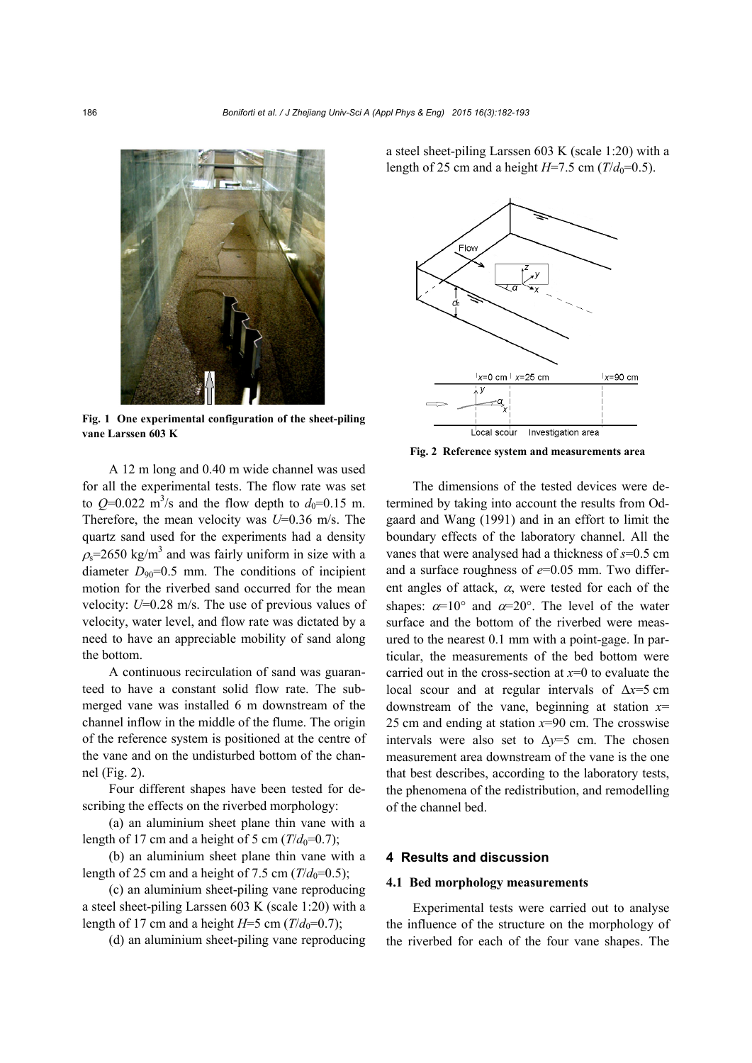Fig. 1 One experimental configuration of the sheet-piling vane Larssen 603 K

A 12 m long and 0.40 m wide channel was used for all the experimental tests. The flow rate was set to $Q$=0.022 $m^3/s$ and the flow depth to $d_0$=0.15 m. Therefore, the mean velocity was $U$=0.36 m/s. The quartz sand used for the experiments had a density $\rho_s$=2650 kg/$m^3$ and was fairly uniform in size with a diameter $D_{90}$=0.5 mm. The conditions of incipient motion for the riverbed sand occurred for the mean velocity: $U$=0.28 m/s. The use of previous values of velocity, water level, and flow rate was dictated by a need to have an appreciable mobility of sand along the bottom.

A continuous recirculation of sand was guaranteed to have a constant solid flow rate. The submerged vane was installed 6 m downstream of the channel inflow in the middle of the flume. The origin of the reference system is positioned at the centre of the vane and on the undisturbed bottom of the channel (Fig. 2).

Four different shapes have been tested for describing the effects on the riverbed morphology:

(a) an aluminium sheet plane thin vane with a length of 17 cm and a height of 5 cm ($T/d_0$=0.7);

(b) an aluminium sheet plane thin vane with a length of 25 cm and a height of 7.5 cm ($T/d_0$=0.5);

(c) an aluminium sheet-piling vane reproducing a steel sheet-piling Larssen 603 K (scale 1:20) with a length of 17 cm and a height $H$=5 cm ($T/d_0$=0.7);

(d) an aluminium sheet-piling vane reproducing a steel sheet-piling Larssen 603 K (scale 1:20) with a length of 25 cm and a height $H$=7.5 cm ($T/d_0$=0.5).

Fig. 2 Reference system and measurements area

The dimensions of the tested devices were determined by taking into account the results from Odgaard and Wang (1991) and in an effort to limit the boundary effects of the laboratory channel. All the vanes that were analysed had a thickness of $s$=0.5 cm and a surface roughness of $e$=0.05 mm. Two different angles of attack, $\alpha$, were tested for each of the shapes: $\alpha$=10° and $\alpha$=20°. The level of the water surface and the bottom of the riverbed were measured to the nearest 0.1 mm with a point-gage. In particular, the measurements of the bed bottom were carried out in the cross-section at $x$=0 to evaluate the local scour and at regular intervals of $\Delta x$=5 cm downstream of the vane, beginning at station $x$=25 cm and ending at station $x$=90 cm. The crosswise intervals were also set to $\Delta y$=5 cm. The chosen measurement area downstream of the vane is the one that best describes, according to the laboratory tests, the phenomena of the redistribution, and remodelling of the channel bed.

## 4 Results and discussion

### 4.1 Bed morphology measurements

Experimental tests were carried out to analyse the influence of the structure on the morphology of the riverbed for each of the four vane shapes. The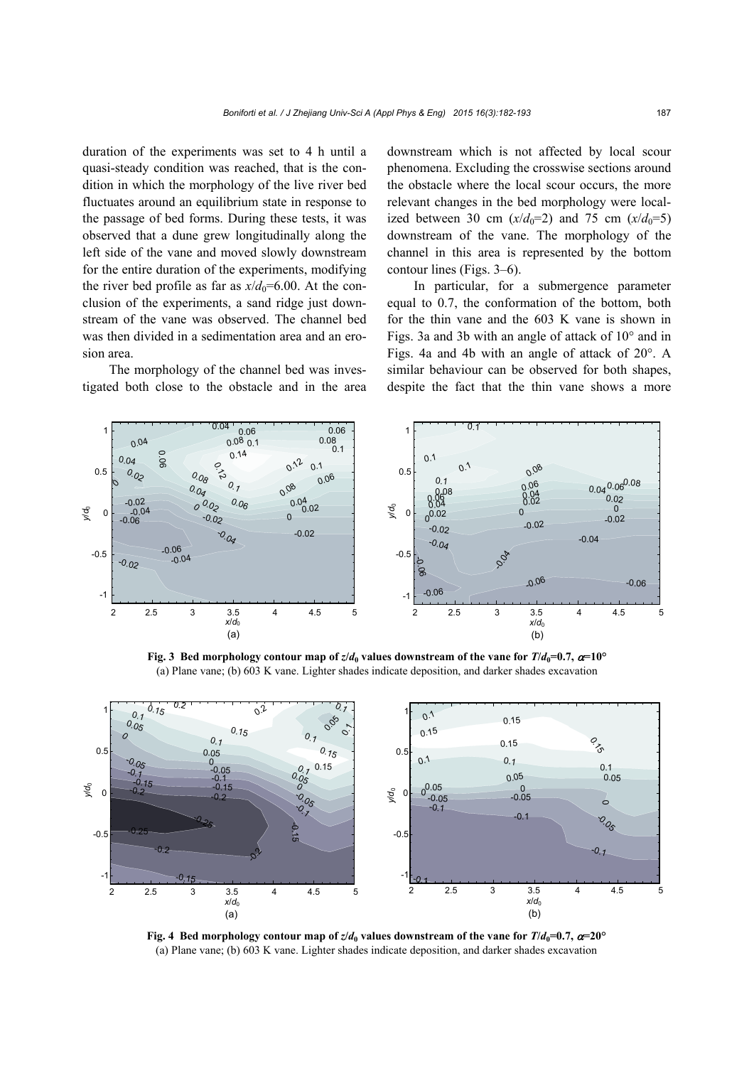duration of the experiments was set to 4 h until a quasi-steady condition was reached, that is the condition in which the morphology of the live river bed fluctuates around an equilibrium state in response to the passage of bed forms. During these tests, it was observed that a dune grew longitudinally along the left side of the vane and moved slowly downstream for the entire duration of the experiments, modifying the river bed profile as far as $x/d_0$=6.00. At the conclusion of the experiments, a sand ridge just downstream of the vane was observed. The channel bed was then divided in a sedimentation area and an erosion area.

The morphology of the channel bed was investigated both close to the obstacle and in the area downstream which is not affected by local scour phenomena. Excluding the crosswise sections around the obstacle where the local scour occurs, the more relevant changes in the bed morphology were localized between 30 cm ($x/d_0$=2) and 75 cm ($x/d_0$=5) downstream of the vane. The morphology of the channel in this area is represented by the bottom contour lines (Figs. 3–6).

In particular, for a submergence parameter equal to 0.7, the conformation of the bottom, both for the thin vane and the 603 K vane is shown in Figs. 3a and 3b with an angle of attack of 10° and in Figs. 4a and 4b with an angle of attack of 20°. A similar behaviour can be observed for both shapes, despite the fact that the thin vane shows a more

**Fig. 3 Bed morphology contour map of $z/d_0$ values downstream of the vane for $T/d_0$=0.7, $\alpha$=10°**
(a) Plane vane; (b) 603 K vane. Lighter shades indicate deposition, and darker shades excavation

**Fig. 4 Bed morphology contour map of $z/d_0$ values downstream of the vane for $T/d_0$=0.7, $\alpha$=20°**
(a) Plane vane; (b) 603 K vane. Lighter shades indicate deposition, and darker shades excavation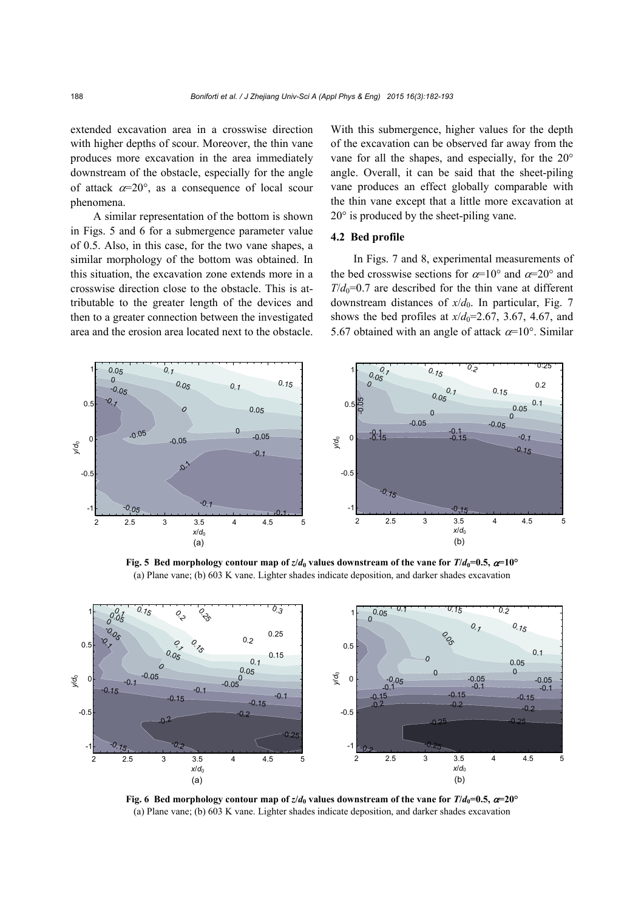extended excavation area in a crosswise direction with higher depths of scour. Moreover, the thin vane produces more excavation in the area immediately downstream of the obstacle, especially for the angle of attack $\alpha$=20°, as a consequence of local scour phenomena.

A similar representation of the bottom is shown in Figs. 5 and 6 for a submergence parameter value of 0.5. Also, in this case, for the two vane shapes, a similar morphology of the bottom was obtained. In this situation, the excavation zone extends more in a crosswise direction close to the obstacle. This is attributable to the greater length of the devices and then to a greater connection between the investigated area and the erosion area located next to the obstacle. With this submergence, higher values for the depth of the excavation can be observed far away from the vane for all the shapes, and especially, for the 20° angle. Overall, it can be said that the sheet-piling vane produces an effect globally comparable with the thin vane except that a little more excavation at 20° is produced by the sheet-piling vane.

## 4.2 Bed profile

In Figs. 7 and 8, experimental measurements of the bed crosswise sections for $\alpha$=10° and $\alpha$=20° and $T/d_0$=0.7 are described for the thin vane at different downstream distances of $x/d_0$. In particular, Fig. 7 shows the bed profiles at $x/d_0$=2.67, 3.67, 4.67, and 5.67 obtained with an angle of attack $\alpha$=10°. Similar

**Fig. 5 Bed morphology contour map of $z/d_0$ values downstream of the vane for $T/d_0$=0.5, $\alpha$=10°**
(a) Plane vane; (b) 603 K vane. Lighter shades indicate deposition, and darker shades excavation

**Fig. 6 Bed morphology contour map of $z/d_0$ values downstream of the vane for $T/d_0$=0.5, $\alpha$=20°**
(a) Plane vane; (b) 603 K vane. Lighter shades indicate deposition, and darker shades excavation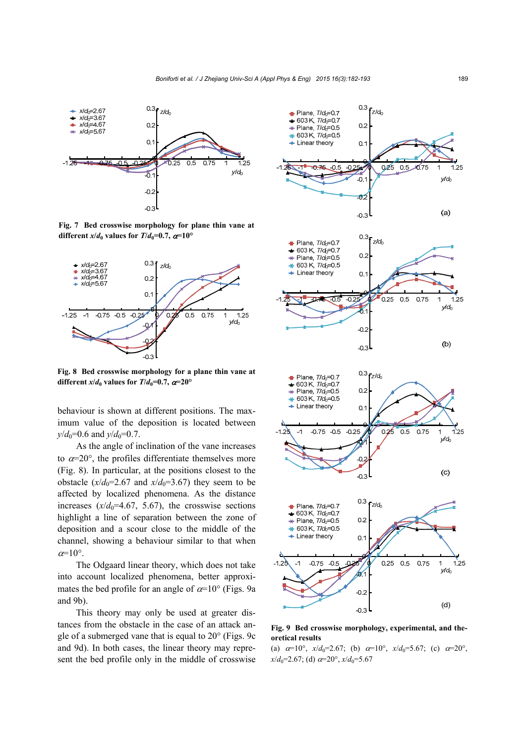**Fig. 7 Bed crosswise morphology for plane thin vane at different $x/d_0$ values for $T/d_0$=0.7, $\alpha$=10°**

**Fig. 8 Bed crosswise morphology for a plane thin vane at different $x/d_0$ values for $T/d_0$=0.7, $\alpha$=20°**

behaviour is shown at different positions. The maximum value of the deposition is located between $y/d_0$=0.6 and $y/d_0$=0.7.

As the angle of inclination of the vane increases to $\alpha$=20°, the profiles differentiate themselves more (Fig. 8). In particular, at the positions closest to the obstacle ($x/d_0$=2.67 and $x/d_0$=3.67) they seem to be affected by localized phenomena. As the distance increases ($x/d_0$=4.67, 5.67), the crosswise sections highlight a line of separation between the zone of deposition and a scour close to the middle of the channel, showing a behaviour similar to that when $\alpha$=10°.

The Odgaard linear theory, which does not take into account localized phenomena, better approximates the bed profile for an angle of $\alpha$=10° (Figs. 9a and 9b).

This theory may only be used at greater distances from the obstacle in the case of an attack angle of a submerged vane that is equal to 20° (Figs. 9c and 9d). In both cases, the linear theory may represent the bed profile only in the middle of crosswise

**Fig. 9 Bed crosswise morphology, experimental, and theoretical results**

(a) $\alpha$=10°, $x/d_0$=2.67; (b) $\alpha$=10°, $x/d_0$=5.67; (c) $\alpha$=20°, $x/d_0$=2.67; (d) $\alpha$=20°, $x/d_0$=5.67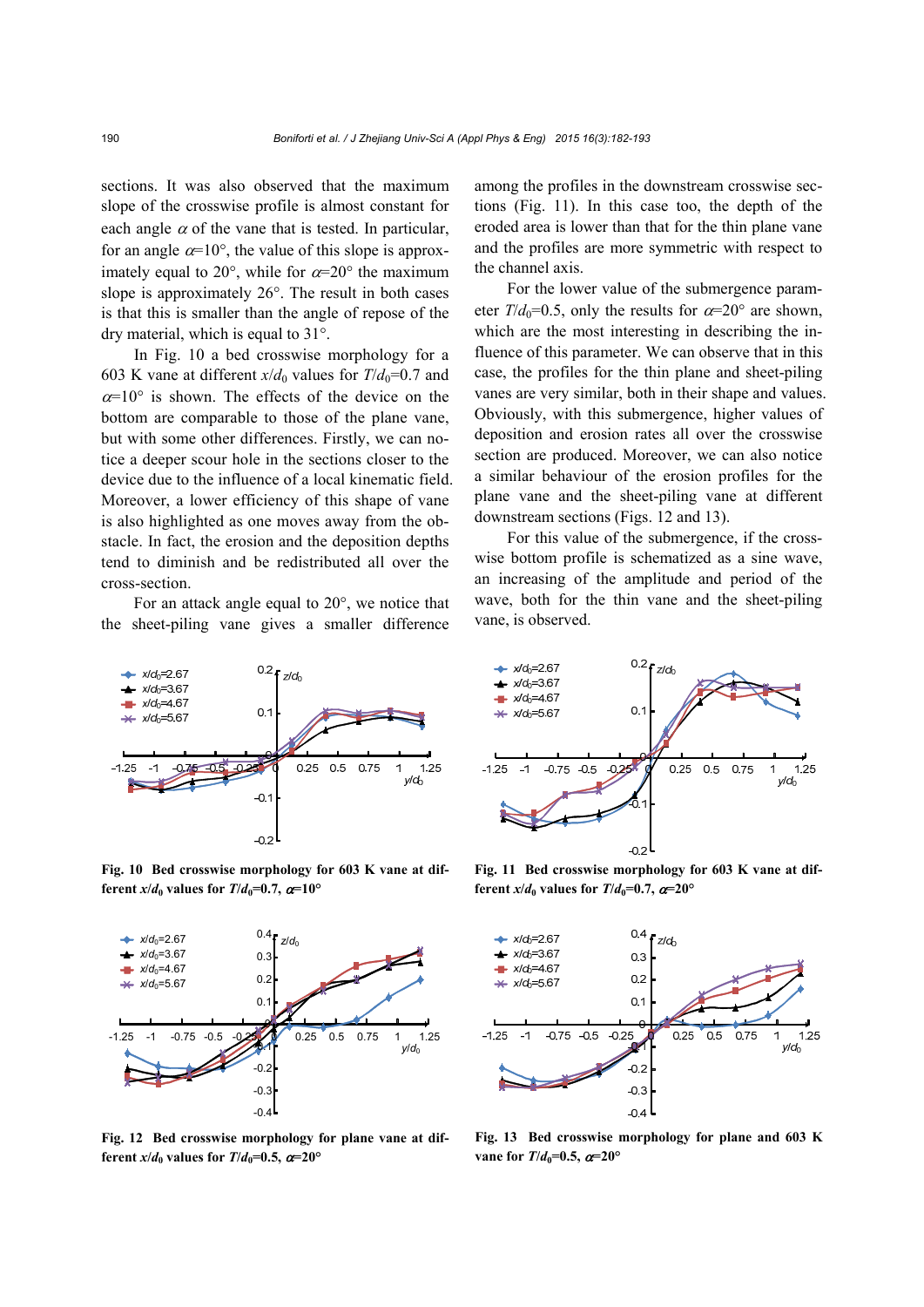sections. It was also observed that the maximum slope of the crosswise profile is almost constant for each angle $\alpha$ of the vane that is tested. In particular, for an angle $\alpha$=10°, the value of this slope is approximately equal to 20°, while for $\alpha$=20° the maximum slope is approximately 26°. The result in both cases is that this is smaller than the angle of repose of the dry material, which is equal to 31°.

In Fig. 10 a bed crosswise morphology for a 603 K vane at different $x/d_0$ values for $T/d_0$=0.7 and $\alpha$=10° is shown. The effects of the device on the bottom are comparable to those of the plane vane, but with some other differences. Firstly, we can notice a deeper scour hole in the sections closer to the device due to the influence of a local kinematic field. Moreover, a lower efficiency of this shape of vane is also highlighted as one moves away from the obstacle. In fact, the erosion and the deposition depths tend to diminish and be redistributed all over the cross-section.

For an attack angle equal to 20°, we notice that the sheet-piling vane gives a smaller difference among the profiles in the downstream crosswise sections (Fig. 11). In this case too, the depth of the eroded area is lower than that for the thin plane vane and the profiles are more symmetric with respect to the channel axis.

For the lower value of the submergence parameter $T/d_0$=0.5, only the results for $\alpha$=20° are shown, which are the most interesting in describing the influence of this parameter. We can observe that in this case, the profiles for the thin plane and sheet-piling vanes are very similar, both in their shape and values. Obviously, with this submergence, higher values of deposition and erosion rates all over the crosswise section are produced. Moreover, we can also notice a similar behaviour of the erosion profiles for the plane vane and the sheet-piling vane at different downstream sections (Figs. 12 and 13).

For this value of the submergence, if the crosswise bottom profile is schematized as a sine wave, an increasing of the amplitude and period of the wave, both for the thin vane and the sheet-piling vane, is observed.

**Fig. 10 Bed crosswise morphology for 603 K vane at different $x/d_0$ values for $T/d_0$=0.7, $\alpha$=10°**

**Fig. 11 Bed crosswise morphology for 603 K vane at different $x/d_0$ values for $T/d_0$=0.7, $\alpha$=20°**

**Fig. 12 Bed crosswise morphology for plane vane at different $x/d_0$ values for $T/d_0$=0.5, $\alpha$=20°**

**Fig. 13 Bed crosswise morphology for plane and 603 K vane for $T/d_0$=0.5, $\alpha$=20°**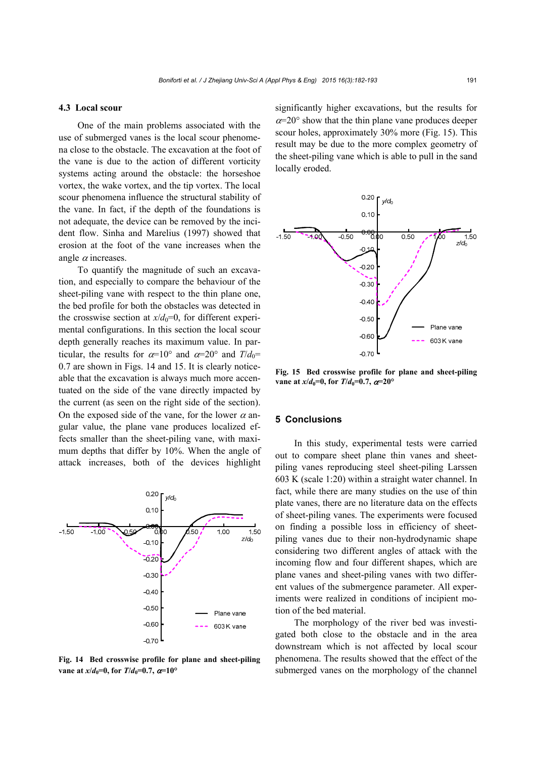### 4.3 Local scour

One of the main problems associated with the use of submerged vanes is the local scour phenomena close to the obstacle. The excavation at the foot of the vane is due to the action of different vorticity systems acting around the obstacle: the horseshoe vortex, the wake vortex, and the tip vortex. The local scour phenomena influence the structural stability of the vane. In fact, if the depth of the foundations is not adequate, the device can be removed by the incident flow. Sinha and Marelius (1997) showed that erosion at the foot of the vane increases when the angle $\alpha$ increases.

To quantify the magnitude of such an excavation, and especially to compare the behaviour of the sheet-piling vane with respect to the thin plane one, the bed profile for both the obstacles was detected in the crosswise section at $x/d_0=0$, for different experimental configurations. In this section the local scour depth generally reaches its maximum value. In particular, the results for $\alpha=10°$ and $\alpha=20°$ and $T/d_0=0.7$ are shown in Figs. 14 and 15. It is clearly noticeable that the excavation is always much more accentuated on the side of the vane directly impacted by the current (as seen on the right side of the section). On the exposed side of the vane, for the lower $\alpha$ angular value, the plane vane produces localized effects smaller than the sheet-piling vane, with maximum depths that differ by 10%. When the angle of attack increases, both of the devices highlight significantly higher excavations, but the results for $\alpha=20°$ show that the thin plane vane produces deeper scour holes, approximately 30% more (Fig. 15). This result may be due to the more complex geometry of the sheet-piling vane which is able to pull in the sand locally eroded.

**Fig. 14 Bed crosswise profile for plane and sheet-piling vane at $x/d_0=0$, for $T/d_0=0.7$, $\alpha=10°$**

**Fig. 15 Bed crosswise profile for plane and sheet-piling vane at $x/d_0=0$, for $T/d_0=0.7$, $\alpha=20°$**

## 5 Conclusions

In this study, experimental tests were carried out to compare sheet plane thin vanes and sheet-piling vanes reproducing steel sheet-piling Larssen 603 K (scale 1:20) within a straight water channel. In fact, while there are many studies on the use of thin plate vanes, there are no literature data on the effects of sheet-piling vanes. The experiments were focused on finding a possible loss in efficiency of sheet-piling vanes due to their non-hydrodynamic shape considering two different angles of attack with the incoming flow and four different shapes, which are plane vanes and sheet-piling vanes with two different values of the submergence parameter. All experiments were realized in conditions of incipient motion of the bed material.

The morphology of the river bed was investigated both close to the obstacle and in the area downstream which is not affected by local scour phenomena. The results showed that the effect of the submerged vanes on the morphology of the channel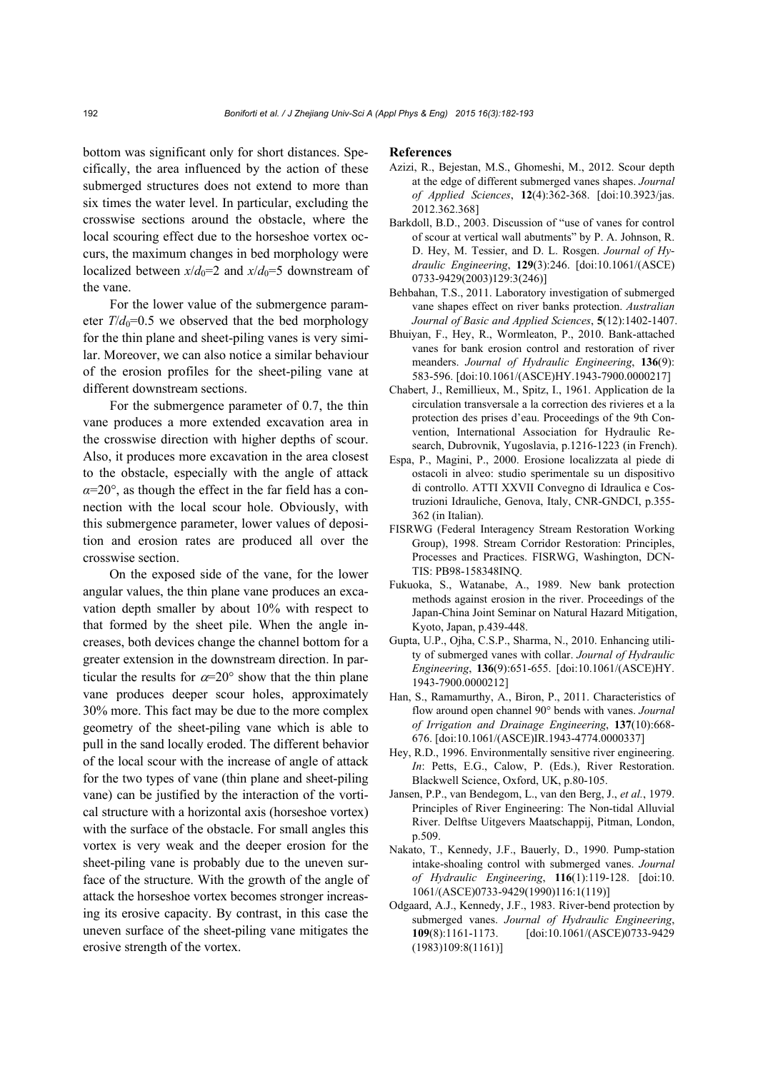bottom was significant only for short distances. Specifically, the area influenced by the action of these submerged structures does not extend to more than six times the water level. In particular, excluding the crosswise sections around the obstacle, where the local scouring effect due to the horseshoe vortex occurs, the maximum changes in bed morphology were localized between $x/d_0$=2 and $x/d_0$=5 downstream of the vane.

For the lower value of the submergence parameter $T/d_0$=0.5 we observed that the bed morphology for the thin plane and sheet-piling vanes is very similar. Moreover, we can also notice a similar behaviour of the erosion profiles for the sheet-piling vane at different downstream sections.

For the submergence parameter of 0.7, the thin vane produces a more extended excavation area in the crosswise direction with higher depths of scour. Also, it produces more excavation in the area closest to the obstacle, especially with the angle of attack $\alpha$=20°, as though the effect in the far field has a connection with the local scour hole. Obviously, with this submergence parameter, lower values of deposition and erosion rates are produced all over the crosswise section.

On the exposed side of the vane, for the lower angular values, the thin plane vane produces an excavation depth smaller by about 10% with respect to that formed by the sheet pile. When the angle increases, both devices change the channel bottom for a greater extension in the downstream direction. In particular the results for $\alpha$=20° show that the thin plane vane produces deeper scour holes, approximately 30% more. This fact may be due to the more complex geometry of the sheet-piling vane which is able to pull in the sand locally eroded. The different behavior of the local scour with the increase of angle of attack for the two types of vane (thin plane and sheet-piling vane) can be justified by the interaction of the vortical structure with a horizontal axis (horseshoe vortex) with the surface of the obstacle. For small angles this vortex is very weak and the deeper erosion for the sheet-piling vane is probably due to the uneven surface of the structure. With the growth of the angle of attack the horseshoe vortex becomes stronger increasing its erosive capacity. By contrast, in this case the uneven surface of the sheet-piling vane mitigates the erosive strength of the vortex.

## References

Azizi, R., Bejestan, M.S., Ghomeshi, M., 2012. Scour depth at the edge of different submerged vanes shapes. *Journal of Applied Sciences*, **12**(4):362-368. [doi:10.3923/jas.2012.362.368]

Barkdoll, B.D., 2003. Discussion of "use of vanes for control of scour at vertical wall abutments" by P. A. Johnson, R. D. Hey, M. Tessier, and D. L. Rosgen. *Journal of Hydraulic Engineering*, **129**(3):246. [doi:10.1061/(ASCE)0733-9429(2003)129:3(246)]

Behbahan, T.S., 2011. Laboratory investigation of submerged vane shapes effect on river banks protection. *Australian Journal of Basic and Applied Sciences*, **5**(12):1402-1407.

Bhuiyan, F., Hey, R., Wormleaton, P., 2010. Bank-attached vanes for bank erosion control and restoration of river meanders. *Journal of Hydraulic Engineering*, **136**(9):583-596. [doi:10.1061/(ASCE)HY.1943-7900.0000217]

Chabert, J., Remillieux, M., Spitz, I., 1961. Application de la circulation transversale a la correction des rivieres et a la protection des prises d'eau. Proceedings of the 9th Convention, International Association for Hydraulic Research, Dubrovnik, Yugoslavia, p.1216-1223 (in French).

Espa, P., Magini, P., 2000. Erosione localizzata al piede di ostacoli in alveo: studio sperimentale su un dispositivo di controllo. ATTI XXVII Convegno di Idraulica e Costruzioni Idrauliche, Genova, Italy, CNR-GNDCI, p.355-362 (in Italian).

FISRWG (Federal Interagency Stream Restoration Working Group), 1998. Stream Corridor Restoration: Principles, Processes and Practices. FISRWG, Washington, DCNTIS: PB98-158348INQ.

Fukuoka, S., Watanabe, A., 1989. New bank protection methods against erosion in the river. Proceedings of the Japan-China Joint Seminar on Natural Hazard Mitigation, Kyoto, Japan, p.439-448.

Gupta, U.P., Ojha, C.S.P., Sharma, N., 2010. Enhancing utility of submerged vanes with collar. *Journal of Hydraulic Engineering*, **136**(9):651-655. [doi:10.1061/(ASCE)HY.1943-7900.0000212]

Han, S., Ramamurthy, A., Biron, P., 2011. Characteristics of flow around open channel 90° bends with vanes. *Journal of Irrigation and Drainage Engineering*, **137**(10):668-676. [doi:10.1061/(ASCE)IR.1943-4774.0000337]

Hey, R.D., 1996. Environmentally sensitive river engineering. *In*: Petts, E.G., Calow, P. (Eds.), River Restoration. Blackwell Science, Oxford, UK, p.80-105.

Jansen, P.P., van Bendegom, L., van den Berg, J., *et al.*, 1979. Principles of River Engineering: The Non-tidal Alluvial River. Delftse Uitgevers Maatschappij, Pitman, London, p.509.

Nakato, T., Kennedy, J.F., Bauerly, D., 1990. Pump-station intake-shoaling control with submerged vanes. *Journal of Hydraulic Engineering*, **116**(1):119-128. [doi:10.1061/(ASCE)0733-9429(1990)116:1(119)]

Odgaard, A.J., Kennedy, J.F., 1983. River-bend protection by submerged vanes. *Journal of Hydraulic Engineering*, **109**(8):1161-1173. [doi:10.1061/(ASCE)0733-9429(1983)109:8(1161)]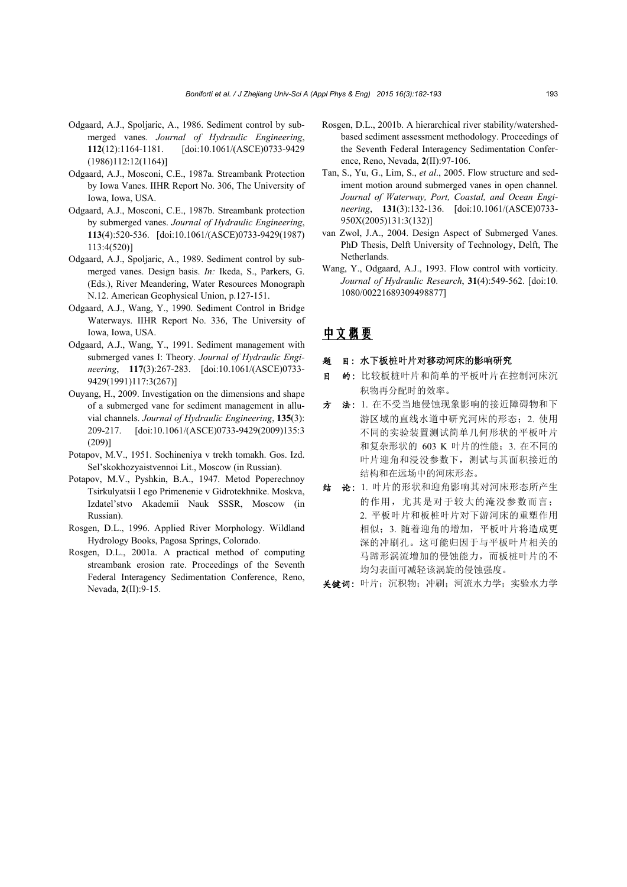Odgaard, A.J., Spoljaric, A., 1986. Sediment control by submerged vanes. *Journal of Hydraulic Engineering*, **112**(12):1164-1181. [doi:10.1061/(ASCE)0733-9429(1986)112:12(1164)]

Odgaard, A.J., Mosconi, C.E., 1987a. Streambank Protection by Iowa Vanes. IIHR Report No. 306, The University of Iowa, Iowa, USA.

Odgaard, A.J., Mosconi, C.E., 1987b. Streambank protection by submerged vanes. *Journal of Hydraulic Engineering*, **113**(4):520-536. [doi:10.1061/(ASCE)0733-9429(1987)113:4(520)]

Odgaard, A.J., Spoljaric, A., 1989. Sediment control by submerged vanes. Design basis. *In:* Ikeda, S., Parkers, G. (Eds.), River Meandering, Water Resources Monograph N.12. American Geophysical Union, p.127-151.

Odgaard, A.J., Wang, Y., 1990. Sediment Control in Bridge Waterways. IIHR Report No. 336, The University of Iowa, Iowa, USA.

Odgaard, A.J., Wang, Y., 1991. Sediment management with submerged vanes I: Theory. *Journal of Hydraulic Engineering*, **117**(3):267-283. [doi:10.1061/(ASCE)0733-9429(1991)117:3(267)]

Ouyang, H., 2009. Investigation on the dimensions and shape of a submerged vane for sediment management in alluvial channels. *Journal of Hydraulic Engineering*, **135**(3):209-217. [doi:10.1061/(ASCE)0733-9429(2009)135:3(209)]

Potapov, M.V., 1951. Sochineniya v trekh tomakh. Gos. Izd. Sel'skokhozyaistvennoi Lit., Moscow (in Russian).

Potapov, M.V., Pyshkin, B.A., 1947. Metod Poperechnoy Tsirkulyatsii I ego Primenenie v Gidrotekhnike. Moskva, Izdatel'stvo Akademii Nauk SSSR, Moscow (in Russian).

Rosgen, D.L., 1996. Applied River Morphology. Wildland Hydrology Books, Pagosa Springs, Colorado.

Rosgen, D.L., 2001a. A practical method of computing streambank erosion rate. Proceedings of the Seventh Federal Interagency Sedimentation Conference, Reno, Nevada, **2**(II):9-15.

Rosgen, D.L., 2001b. A hierarchical river stability/watershed-based sediment assessment methodology. Proceedings of the Seventh Federal Interagency Sedimentation Conference, Reno, Nevada, **2**(II):97-106.

Tan, S., Yu, G., Lim, S., *et al*., 2005. Flow structure and sediment motion around submerged vanes in open channel. *Journal of Waterway, Port, Coastal, and Ocean Engineering*, **131**(3):132-136. [doi:10.1061/(ASCE)0733-950X(2005)131:3(132)]

van Zwol, J.A., 2004. Design Aspect of Submerged Vanes. PhD Thesis, Delft University of Technology, Delft, The Netherlands.

Wang, Y., Odgaard, A.J., 1993. Flow control with vorticity. *Journal of Hydraulic Research*, **31**(4):549-562. [doi:10.1080/00221689309498877]

## 中文概要

**题　目：** 水下板桩叶片对移动河床的影响研究

**目　的：** 比较板桩叶片和简单的平板叶片在控制河床沉积物再分配时的效率。

**方　法：** 1. 在不受当地侵蚀现象影响的接近障碍物和下游区域的直线水道中研究河床的形态；2. 使用不同的实验装置测试简单几何形状的平板叶片和复杂形状的 603 K 叶片的性能；3. 在不同的叶片迎角和浸没参数下，测试与其面积接近的结构和在远场中的河床形态。

**结　论：** 1. 叶片的形状和迎角影响其对河床形态所产生的作用，尤其是对于较大的淹没参数而言；2. 平板叶片和板桩叶片对下游河床的重塑作用相似；3. 随着迎角的增加，平板叶片将造成更深的冲刷孔。这可能归因于与平板叶片相关的马蹄形涡流增加的侵蚀能力，而板桩叶片的不均匀表面可减轻该涡旋的侵蚀强度。

**关键词：** 叶片；沉积物；冲刷；河流水力学；实验水力学